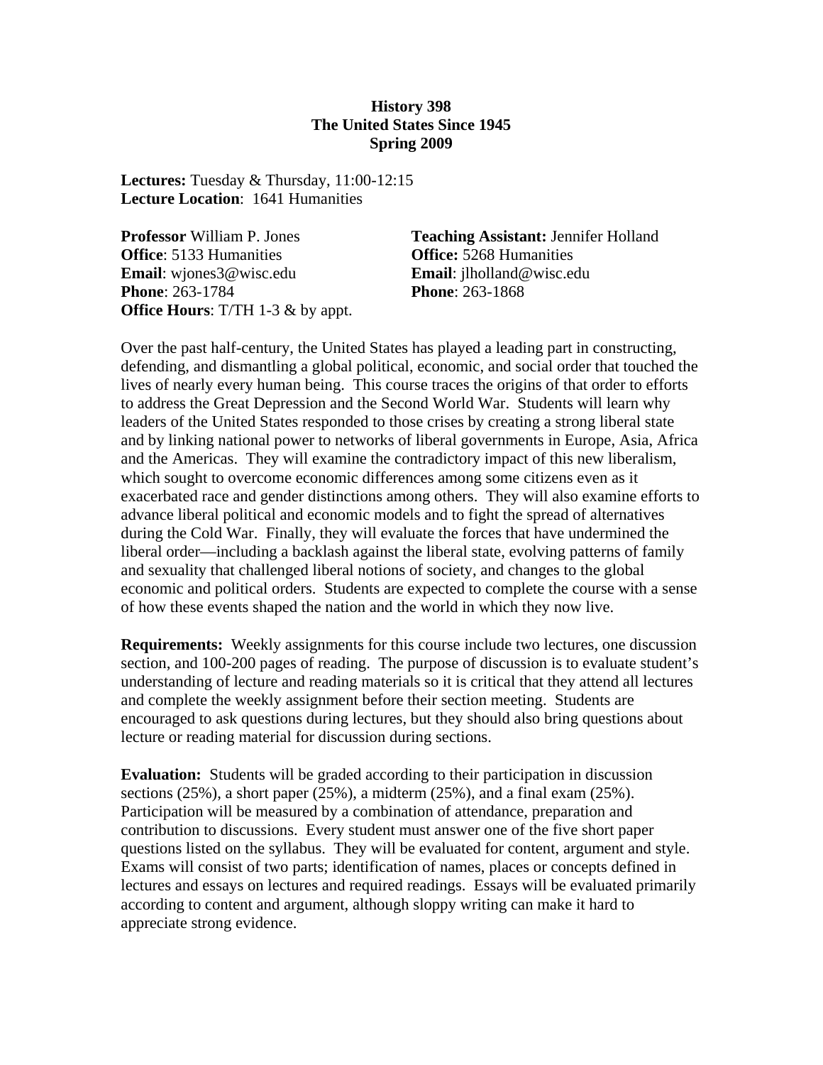# History 398
## The United States Since 1945
### Spring 2009

**Lectures:** Tuesday & Thursday, 11:00-12:15
**Lecture Location**: 1641 Humanities

**Professor** William P. Jones
**Office**: 5133 Humanities
**Email**: wjones3@wisc.edu
**Phone**: 263-1784
**Office Hours**: T/TH 1-3 & by appt.

**Teaching Assistant:** Jennifer Holland
**Office:** 5268 Humanities
**Email**: jlholland@wisc.edu
**Phone**: 263-1868

Over the past half-century, the United States has played a leading part in constructing, defending, and dismantling a global political, economic, and social order that touched the lives of nearly every human being. This course traces the origins of that order to efforts to address the Great Depression and the Second World War. Students will learn why leaders of the United States responded to those crises by creating a strong liberal state and by linking national power to networks of liberal governments in Europe, Asia, Africa and the Americas. They will examine the contradictory impact of this new liberalism, which sought to overcome economic differences among some citizens even as it exacerbated race and gender distinctions among others. They will also examine efforts to advance liberal political and economic models and to fight the spread of alternatives during the Cold War. Finally, they will evaluate the forces that have undermined the liberal order—including a backlash against the liberal state, evolving patterns of family and sexuality that challenged liberal notions of society, and changes to the global economic and political orders. Students are expected to complete the course with a sense of how these events shaped the nation and the world in which they now live.

**Requirements:** Weekly assignments for this course include two lectures, one discussion section, and 100-200 pages of reading. The purpose of discussion is to evaluate student's understanding of lecture and reading materials so it is critical that they attend all lectures and complete the weekly assignment before their section meeting. Students are encouraged to ask questions during lectures, but they should also bring questions about lecture or reading material for discussion during sections.

**Evaluation:** Students will be graded according to their participation in discussion sections (25%), a short paper (25%), a midterm (25%), and a final exam (25%). Participation will be measured by a combination of attendance, preparation and contribution to discussions. Every student must answer one of the five short paper questions listed on the syllabus. They will be evaluated for content, argument and style. Exams will consist of two parts; identification of names, places or concepts defined in lectures and essays on lectures and required readings. Essays will be evaluated primarily according to content and argument, although sloppy writing can make it hard to appreciate strong evidence.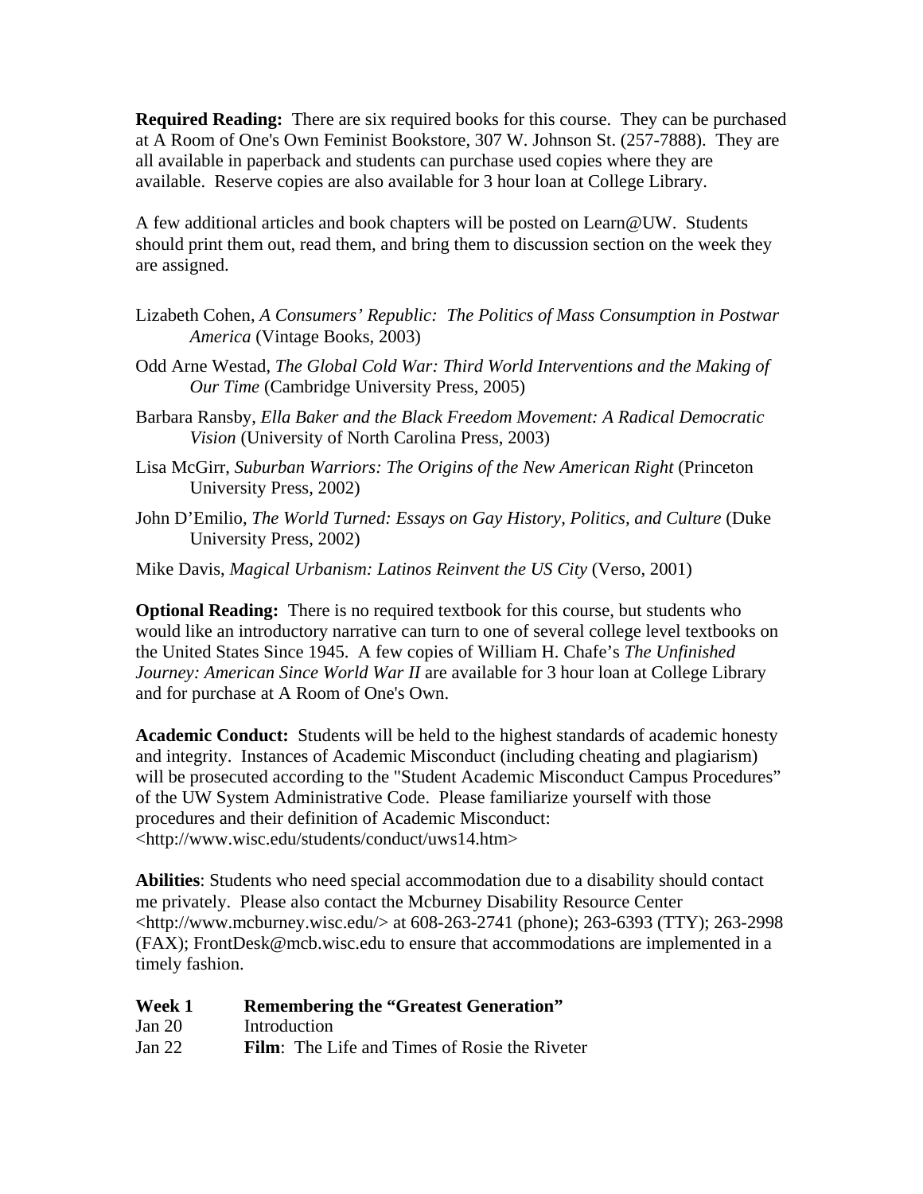**Required Reading:** There are six required books for this course. They can be purchased at A Room of One's Own Feminist Bookstore, 307 W. Johnson St. (257-7888). They are all available in paperback and students can purchase used copies where they are available. Reserve copies are also available for 3 hour loan at College Library.

A few additional articles and book chapters will be posted on Learn@UW. Students should print them out, read them, and bring them to discussion section on the week they are assigned.

Lizabeth Cohen, *A Consumers' Republic: The Politics of Mass Consumption in Postwar America* (Vintage Books, 2003)

Odd Arne Westad, *The Global Cold War: Third World Interventions and the Making of Our Time* (Cambridge University Press, 2005)

Barbara Ransby, *Ella Baker and the Black Freedom Movement: A Radical Democratic Vision* (University of North Carolina Press, 2003)

Lisa McGirr, *Suburban Warriors: The Origins of the New American Right* (Princeton University Press, 2002)

John D'Emilio, *The World Turned: Essays on Gay History, Politics, and Culture* (Duke University Press, 2002)

Mike Davis, *Magical Urbanism: Latinos Reinvent the US City* (Verso, 2001)

**Optional Reading:** There is no required textbook for this course, but students who would like an introductory narrative can turn to one of several college level textbooks on the United States Since 1945. A few copies of William H. Chafe's *The Unfinished Journey: American Since World War II* are available for 3 hour loan at College Library and for purchase at A Room of One's Own.

**Academic Conduct:** Students will be held to the highest standards of academic honesty and integrity. Instances of Academic Misconduct (including cheating and plagiarism) will be prosecuted according to the "Student Academic Misconduct Campus Procedures" of the UW System Administrative Code. Please familiarize yourself with those procedures and their definition of Academic Misconduct: <http://www.wisc.edu/students/conduct/uws14.htm>

**Abilities**: Students who need special accommodation due to a disability should contact me privately. Please also contact the Mcburney Disability Resource Center <http://www.mcburney.wisc.edu/> at 608-263-2741 (phone); 263-6393 (TTY); 263-2998 (FAX); FrontDesk@mcb.wisc.edu to ensure that accommodations are implemented in a timely fashion.

**Week 1 Remembering the "Greatest Generation"**

Jan 20 Introduction

Jan 22 **Film**: The Life and Times of Rosie the Riveter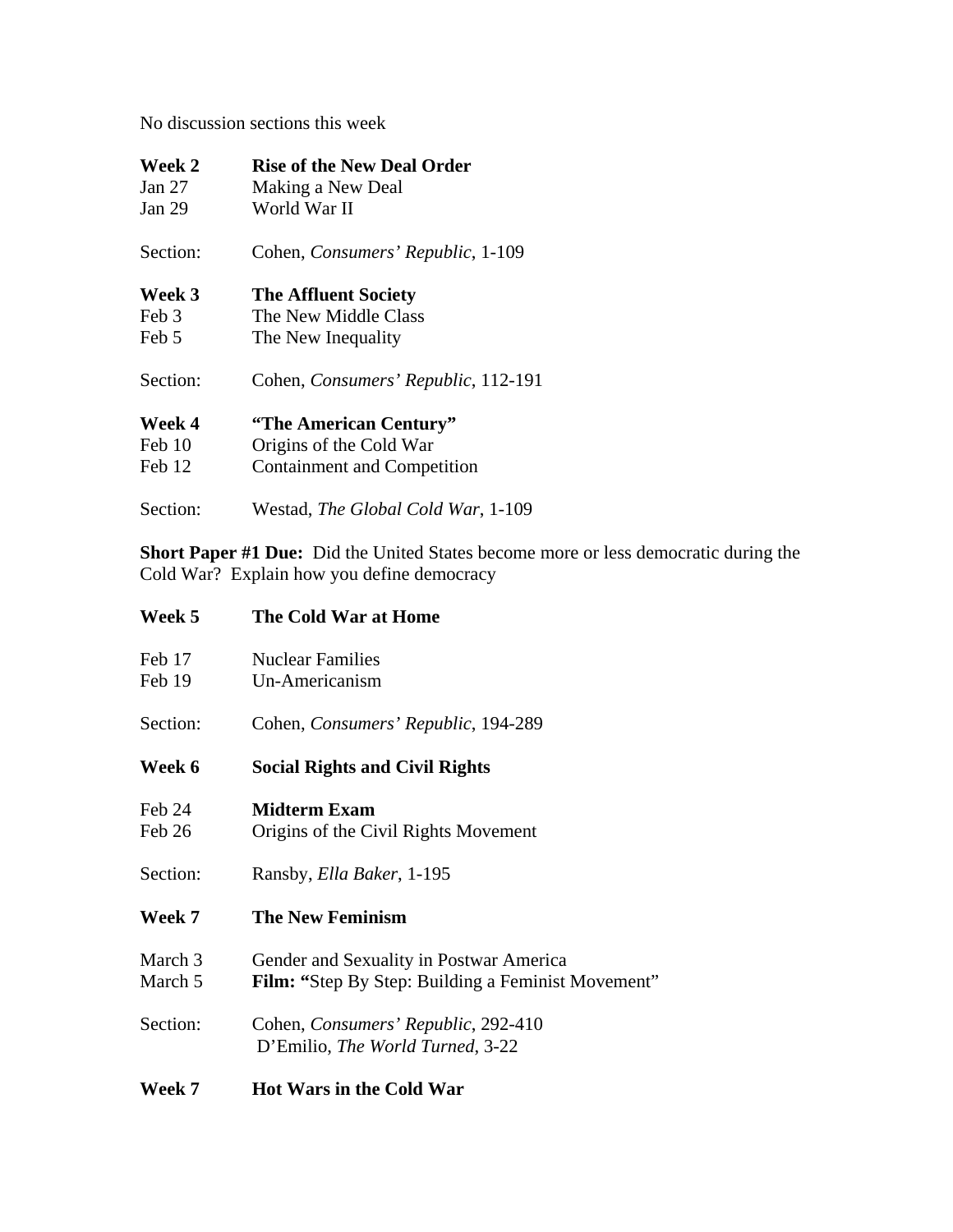No discussion sections this week

**Week 2** **Rise of the New Deal Order**

Jan 27 Making a New Deal
Jan 29 World War II

Section: Cohen, *Consumers' Republic*, 1-109

**Week 3** **The Affluent Society**

Feb 3 The New Middle Class
Feb 5 The New Inequality

Section: Cohen, *Consumers' Republic*, 112-191

**Week 4** **"The American Century"**

Feb 10 Origins of the Cold War
Feb 12 Containment and Competition

Section: Westad, *The Global Cold War*, 1-109

**Short Paper #1 Due:** Did the United States become more or less democratic during the Cold War? Explain how you define democracy

**Week 5** **The Cold War at Home**

Feb 17 Nuclear Families
Feb 19 Un-Americanism

Section: Cohen, *Consumers' Republic*, 194-289

**Week 6** **Social Rights and Civil Rights**

Feb 24 **Midterm Exam**
Feb 26 Origins of the Civil Rights Movement

Section: Ransby, *Ella Baker*, 1-195

**Week 7** **The New Feminism**

March 3 Gender and Sexuality in Postwar America
March 5 **Film: "**Step By Step: Building a Feminist Movement"

Section: Cohen, *Consumers' Republic*, 292-410
D'Emilio, *The World Turned*, 3-22

**Week 7** **Hot Wars in the Cold War**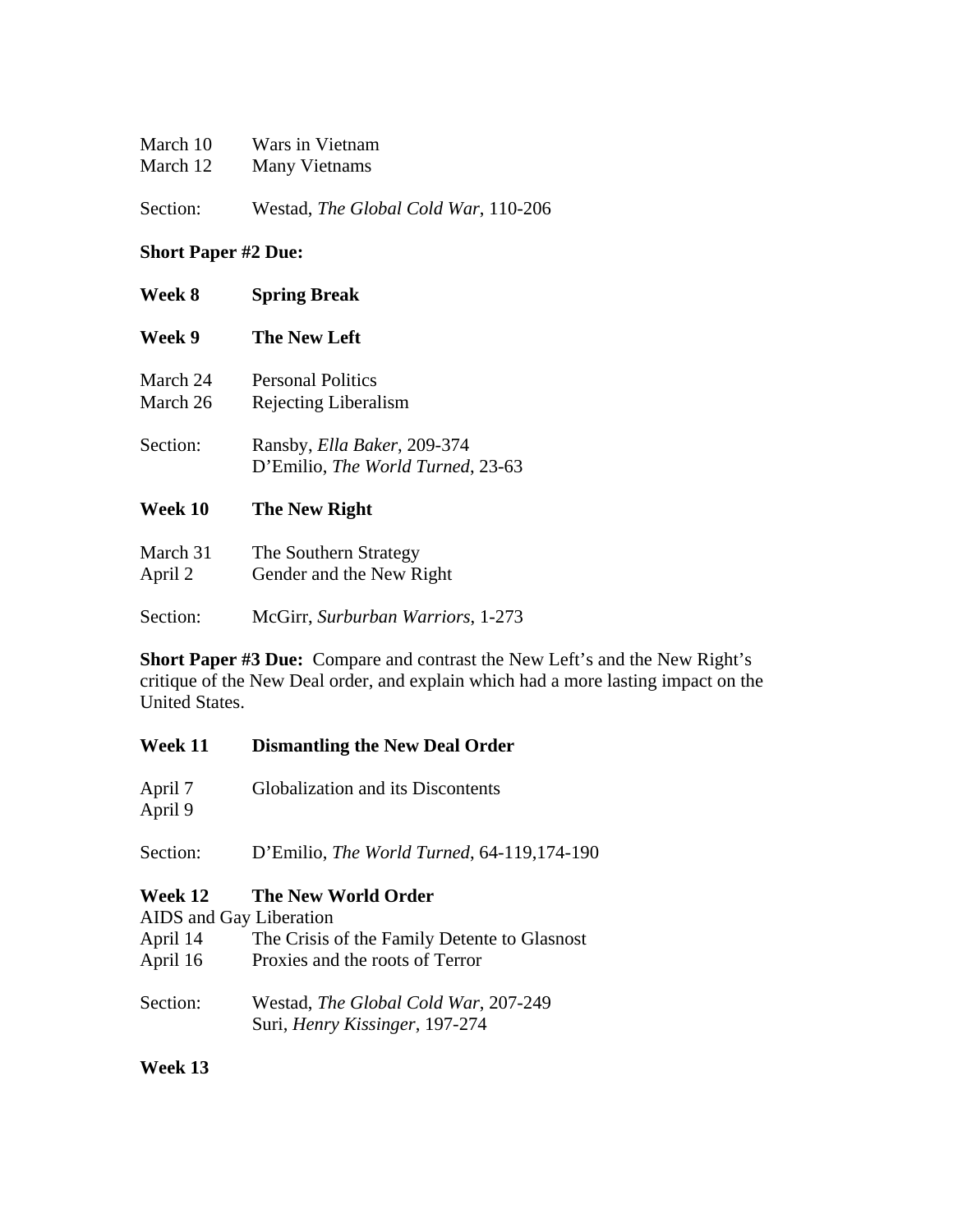March 10 Wars in Vietnam
March 12 Many Vietnams

Section: Westad, *The Global Cold War*, 110-206

**Short Paper #2 Due:**

**Week 8 Spring Break**

**Week 9 The New Left**

March 24 Personal Politics
March 26 Rejecting Liberalism

Section: Ransby, *Ella Baker*, 209-374
D'Emilio, *The World Turned*, 23-63

**Week 10 The New Right**

March 31 The Southern Strategy
April 2 Gender and the New Right

Section: McGirr, *Surburban Warriors*, 1-273

**Short Paper #3 Due:** Compare and contrast the New Left's and the New Right's critique of the New Deal order, and explain which had a more lasting impact on the United States.

**Week 11 Dismantling the New Deal Order**

April 7 Globalization and its Discontents
April 9

Section: D'Emilio, *The World Turned*, 64-119,174-190

**Week 12 The New World Order**
AIDS and Gay Liberation
April 14 The Crisis of the Family Detente to Glasnost
April 16 Proxies and the roots of Terror

Section: Westad, *The Global Cold War*, 207-249
Suri, *Henry Kissinger*, 197-274

**Week 13**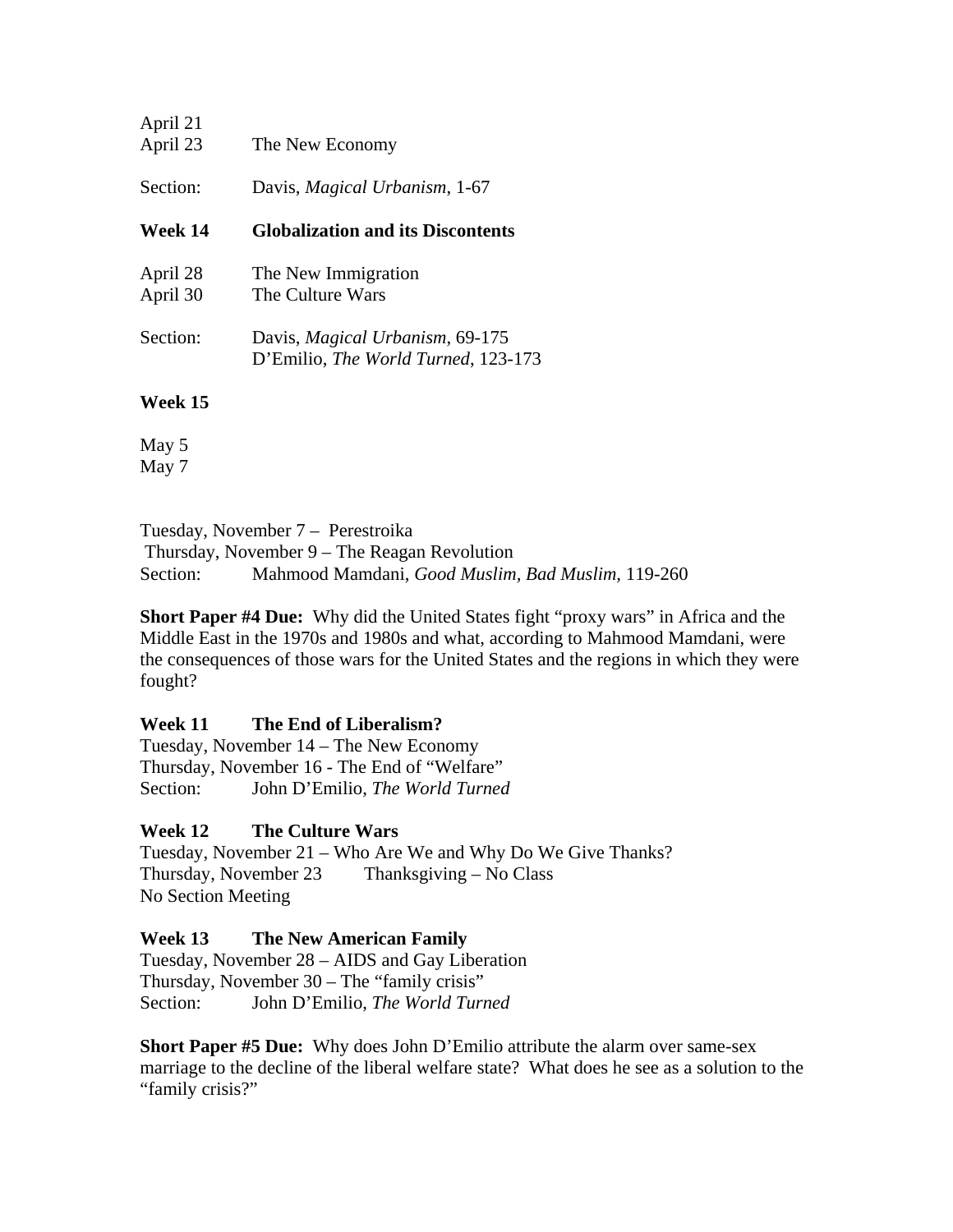April 21
April 23 The New Economy

Section: Davis, *Magical Urbanism*, 1-67

**Week 14 Globalization and its Discontents**

April 28 The New Immigration
April 30 The Culture Wars

Section: Davis, *Magical Urbanism*, 69-175
D'Emilio, *The World Turned*, 123-173

**Week 15**

May 5
May 7

Tuesday, November 7 – Perestroika
Thursday, November 9 – The Reagan Revolution
Section: Mahmood Mamdani, *Good Muslim, Bad Muslim,* 119-260

**Short Paper #4 Due:** Why did the United States fight "proxy wars" in Africa and the Middle East in the 1970s and 1980s and what, according to Mahmood Mamdani, were the consequences of those wars for the United States and the regions in which they were fought?

**Week 11 The End of Liberalism?**
Tuesday, November 14 – The New Economy
Thursday, November 16 - The End of "Welfare"
Section: John D'Emilio, *The World Turned*

**Week 12 The Culture Wars**
Tuesday, November 21 – Who Are We and Why Do We Give Thanks?
Thursday, November 23 Thanksgiving – No Class
No Section Meeting

**Week 13 The New American Family**
Tuesday, November 28 – AIDS and Gay Liberation
Thursday, November 30 – The "family crisis"
Section: John D'Emilio, *The World Turned*

**Short Paper #5 Due:** Why does John D'Emilio attribute the alarm over same-sex marriage to the decline of the liberal welfare state? What does he see as a solution to the "family crisis?"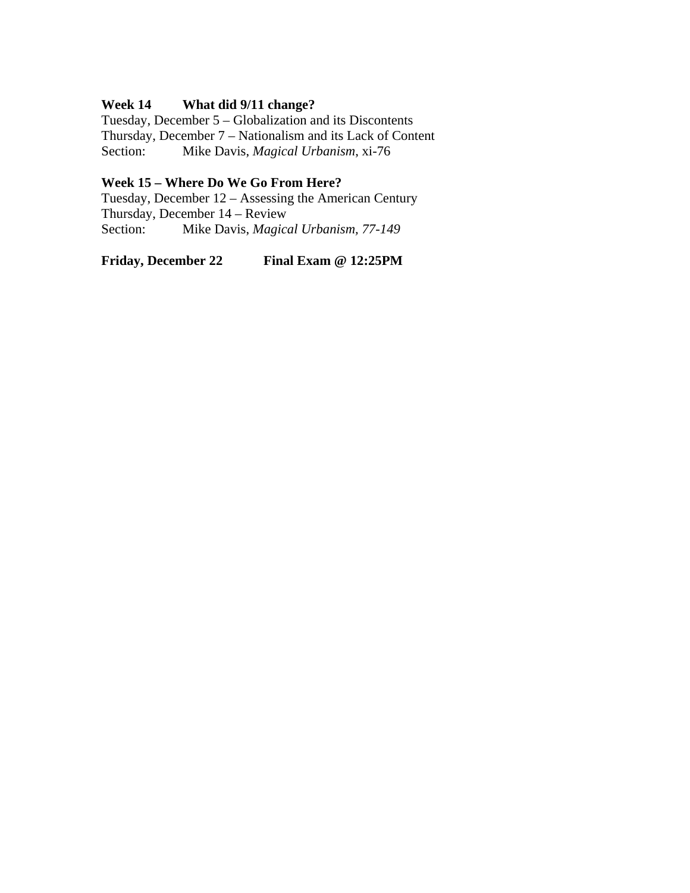**Week 14 What did 9/11 change?**

Tuesday, December 5 – Globalization and its Discontents
Thursday, December 7 – Nationalism and its Lack of Content
Section: Mike Davis, *Magical Urbanism*, xi-76

**Week 15 – Where Do We Go From Here?**

Tuesday, December 12 – Assessing the American Century
Thursday, December 14 – Review
Section: Mike Davis, *Magical Urbanism, 77-149*

**Friday, December 22 Final Exam @ 12:25PM**